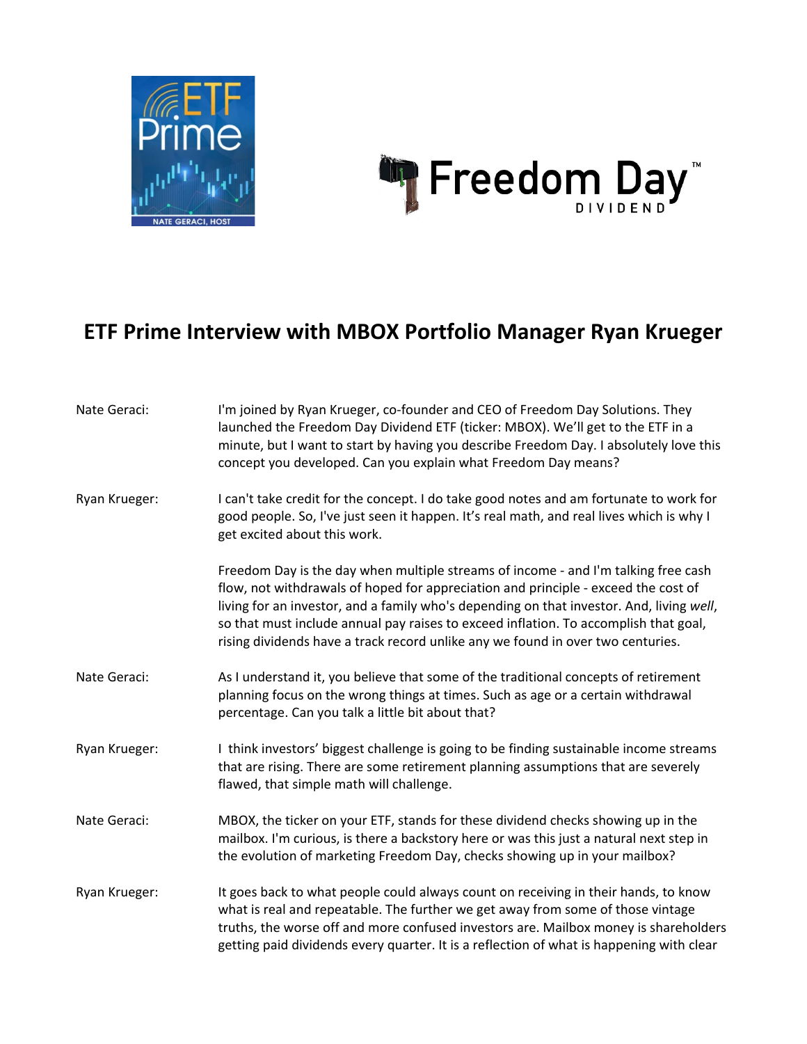# ETF Prime Interview with MBOX Portfolio Manager Ryan Krueger

**Nate Geraci:** I'm joined by Ryan Krueger, co-founder and CEO of Freedom Day Solutions. They launched the Freedom Day Dividend ETF (ticker: MBOX). We'll get to the ETF in a minute, but I want to start by having you describe Freedom Day. I absolutely love this concept you developed. Can you explain what Freedom Day means?

**Ryan Krueger:** I can't take credit for the concept. I do take good notes and am fortunate to work for good people. So, I've just seen it happen. It's real math, and real lives which is why I get excited about this work.

Freedom Day is the day when multiple streams of income - and I'm talking free cash flow, not withdrawals of hoped for appreciation and principle - exceed the cost of living for an investor, and a family who's depending on that investor. And, living *well*, so that must include annual pay raises to exceed inflation. To accomplish that goal, rising dividends have a track record unlike any we found in over two centuries.

**Nate Geraci:** As I understand it, you believe that some of the traditional concepts of retirement planning focus on the wrong things at times. Such as age or a certain withdrawal percentage. Can you talk a little bit about that?

**Ryan Krueger:** I think investors' biggest challenge is going to be finding sustainable income streams that are rising. There are some retirement planning assumptions that are severely flawed, that simple math will challenge.

**Nate Geraci:** MBOX, the ticker on your ETF, stands for these dividend checks showing up in the mailbox. I'm curious, is there a backstory here or was this just a natural next step in the evolution of marketing Freedom Day, checks showing up in your mailbox?

**Ryan Krueger:** It goes back to what people could always count on receiving in their hands, to know what is real and repeatable. The further we get away from some of those vintage truths, the worse off and more confused investors are. Mailbox money is shareholders getting paid dividends every quarter. It is a reflection of what is happening with clear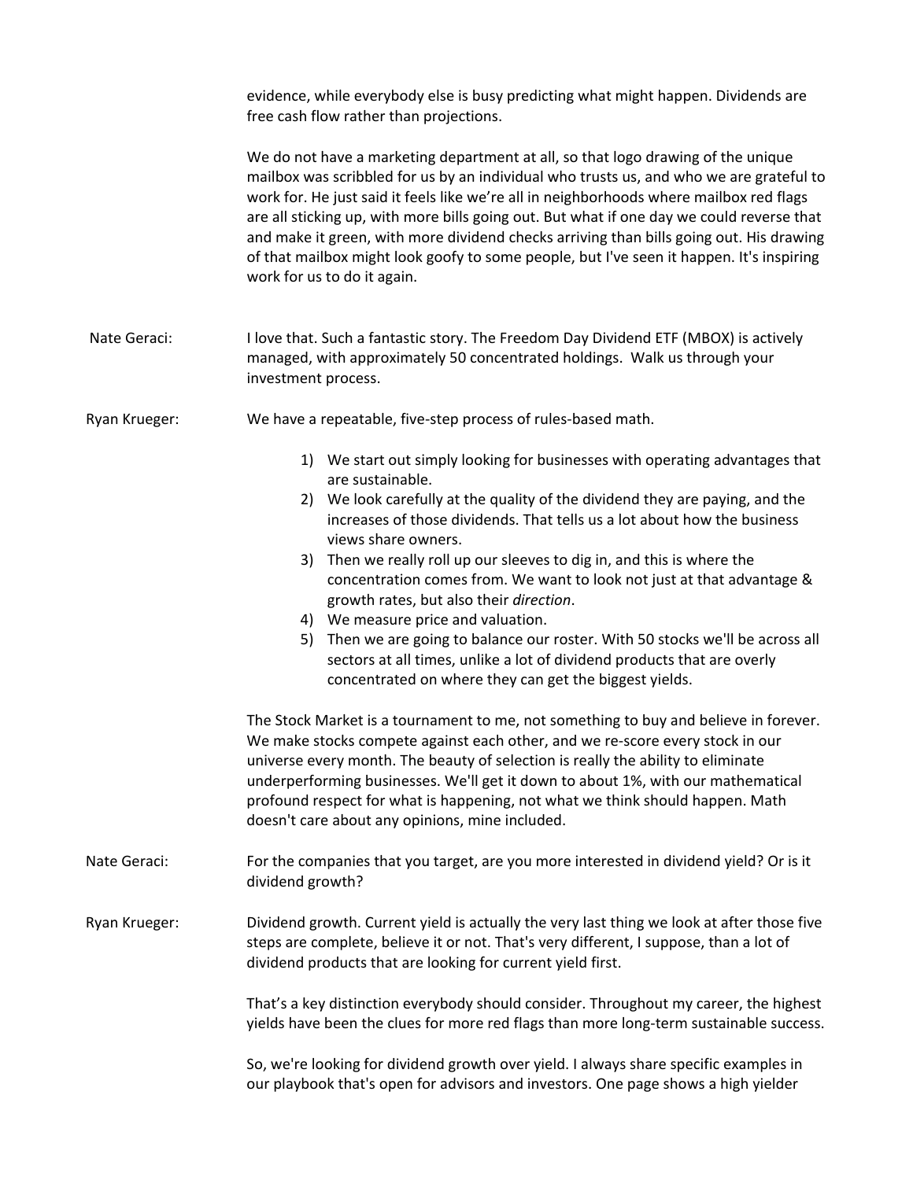evidence, while everybody else is busy predicting what might happen. Dividends are free cash flow rather than projections.

We do not have a marketing department at all, so that logo drawing of the unique mailbox was scribbled for us by an individual who trusts us, and who we are grateful to work for. He just said it feels like we're all in neighborhoods where mailbox red flags are all sticking up, with more bills going out. But what if one day we could reverse that and make it green, with more dividend checks arriving than bills going out. His drawing of that mailbox might look goofy to some people, but I've seen it happen. It's inspiring work for us to do it again.

**Nate Geraci:** I love that. Such a fantastic story. The Freedom Day Dividend ETF (MBOX) is actively managed, with approximately 50 concentrated holdings. Walk us through your investment process.

**Ryan Krueger:** We have a repeatable, five-step process of rules-based math.

1) We start out simply looking for businesses with operating advantages that are sustainable.
2) We look carefully at the quality of the dividend they are paying, and the increases of those dividends. That tells us a lot about how the business views share owners.
3) Then we really roll up our sleeves to dig in, and this is where the concentration comes from. We want to look not just at that advantage & growth rates, but also their *direction*.
4) We measure price and valuation.
5) Then we are going to balance our roster. With 50 stocks we'll be across all sectors at all times, unlike a lot of dividend products that are overly concentrated on where they can get the biggest yields.

The Stock Market is a tournament to me, not something to buy and believe in forever. We make stocks compete against each other, and we re-score every stock in our universe every month. The beauty of selection is really the ability to eliminate underperforming businesses. We'll get it down to about 1%, with our mathematical profound respect for what is happening, not what we think should happen. Math doesn't care about any opinions, mine included.

**Nate Geraci:** For the companies that you target, are you more interested in dividend yield? Or is it dividend growth?

**Ryan Krueger:** Dividend growth. Current yield is actually the very last thing we look at after those five steps are complete, believe it or not. That's very different, I suppose, than a lot of dividend products that are looking for current yield first.

That's a key distinction everybody should consider. Throughout my career, the highest yields have been the clues for more red flags than more long-term sustainable success.

So, we're looking for dividend growth over yield. I always share specific examples in our playbook that's open for advisors and investors. One page shows a high yielder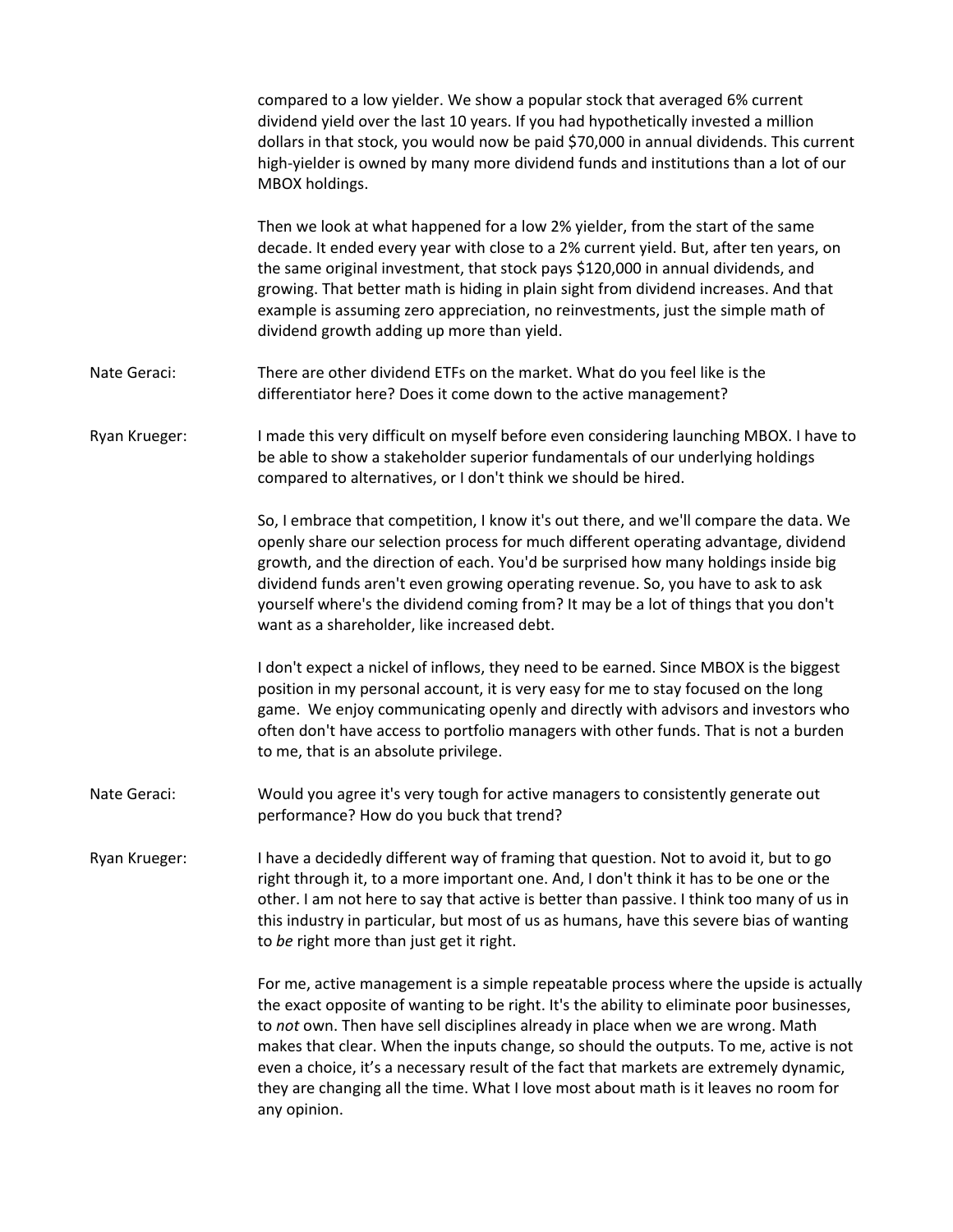compared to a low yielder. We show a popular stock that averaged 6% current dividend yield over the last 10 years. If you had hypothetically invested a million dollars in that stock, you would now be paid $70,000 in annual dividends. This current high-yielder is owned by many more dividend funds and institutions than a lot of our MBOX holdings.

Then we look at what happened for a low 2% yielder, from the start of the same decade. It ended every year with close to a 2% current yield. But, after ten years, on the same original investment, that stock pays $120,000 in annual dividends, and growing. That better math is hiding in plain sight from dividend increases. And that example is assuming zero appreciation, no reinvestments, just the simple math of dividend growth adding up more than yield.

**Nate Geraci:** There are other dividend ETFs on the market. What do you feel like is the differentiator here? Does it come down to the active management?

**Ryan Krueger:** I made this very difficult on myself before even considering launching MBOX. I have to be able to show a stakeholder superior fundamentals of our underlying holdings compared to alternatives, or I don't think we should be hired.

So, I embrace that competition, I know it's out there, and we'll compare the data. We openly share our selection process for much different operating advantage, dividend growth, and the direction of each. You'd be surprised how many holdings inside big dividend funds aren't even growing operating revenue. So, you have to ask to ask yourself where's the dividend coming from? It may be a lot of things that you don't want as a shareholder, like increased debt.

I don't expect a nickel of inflows, they need to be earned. Since MBOX is the biggest position in my personal account, it is very easy for me to stay focused on the long game. We enjoy communicating openly and directly with advisors and investors who often don't have access to portfolio managers with other funds. That is not a burden to me, that is an absolute privilege.

**Nate Geraci:** Would you agree it's very tough for active managers to consistently generate out performance? How do you buck that trend?

**Ryan Krueger:** I have a decidedly different way of framing that question. Not to avoid it, but to go right through it, to a more important one. And, I don't think it has to be one or the other. I am not here to say that active is better than passive. I think too many of us in this industry in particular, but most of us as humans, have this severe bias of wanting to *be* right more than just get it right.

For me, active management is a simple repeatable process where the upside is actually the exact opposite of wanting to be right. It's the ability to eliminate poor businesses, to *not* own. Then have sell disciplines already in place when we are wrong. Math makes that clear. When the inputs change, so should the outputs. To me, active is not even a choice, it's a necessary result of the fact that markets are extremely dynamic, they are changing all the time. What I love most about math is it leaves no room for any opinion.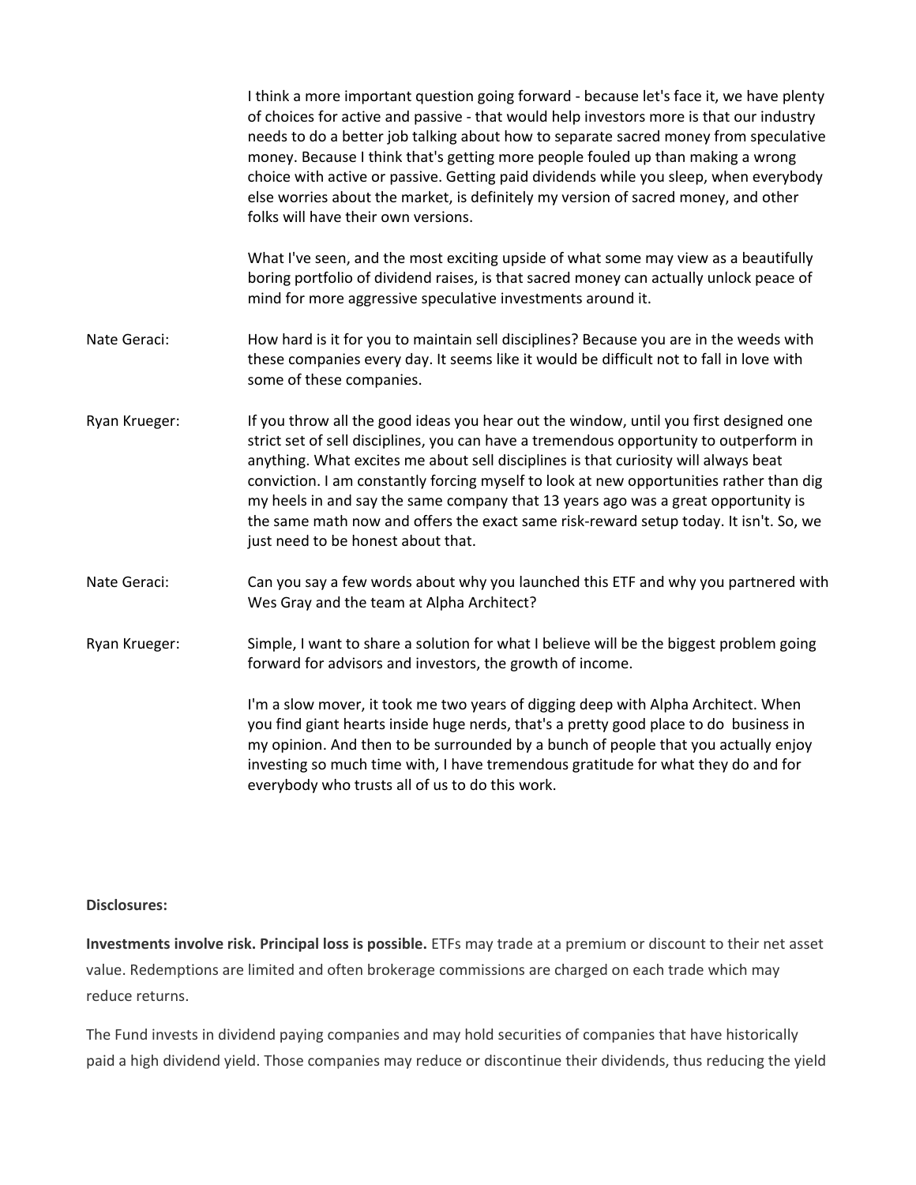I think a more important question going forward - because let's face it, we have plenty of choices for active and passive - that would help investors more is that our industry needs to do a better job talking about how to separate sacred money from speculative money. Because I think that's getting more people fouled up than making a wrong choice with active or passive. Getting paid dividends while you sleep, when everybody else worries about the market, is definitely my version of sacred money, and other folks will have their own versions.

What I've seen, and the most exciting upside of what some may view as a beautifully boring portfolio of dividend raises, is that sacred money can actually unlock peace of mind for more aggressive speculative investments around it.

**Nate Geraci:** How hard is it for you to maintain sell disciplines? Because you are in the weeds with these companies every day. It seems like it would be difficult not to fall in love with some of these companies.

**Ryan Krueger:** If you throw all the good ideas you hear out the window, until you first designed one strict set of sell disciplines, you can have a tremendous opportunity to outperform in anything. What excites me about sell disciplines is that curiosity will always beat conviction. I am constantly forcing myself to look at new opportunities rather than dig my heels in and say the same company that 13 years ago was a great opportunity is the same math now and offers the exact same risk-reward setup today. It isn't. So, we just need to be honest about that.

**Nate Geraci:** Can you say a few words about why you launched this ETF and why you partnered with Wes Gray and the team at Alpha Architect?

**Ryan Krueger:** Simple, I want to share a solution for what I believe will be the biggest problem going forward for advisors and investors, the growth of income.

I'm a slow mover, it took me two years of digging deep with Alpha Architect. When you find giant hearts inside huge nerds, that's a pretty good place to do business in my opinion. And then to be surrounded by a bunch of people that you actually enjoy investing so much time with, I have tremendous gratitude for what they do and for everybody who trusts all of us to do this work.

**Disclosures:**

**Investments involve risk. Principal loss is possible.** ETFs may trade at a premium or discount to their net asset value. Redemptions are limited and often brokerage commissions are charged on each trade which may reduce returns.

The Fund invests in dividend paying companies and may hold securities of companies that have historically paid a high dividend yield. Those companies may reduce or discontinue their dividends, thus reducing the yield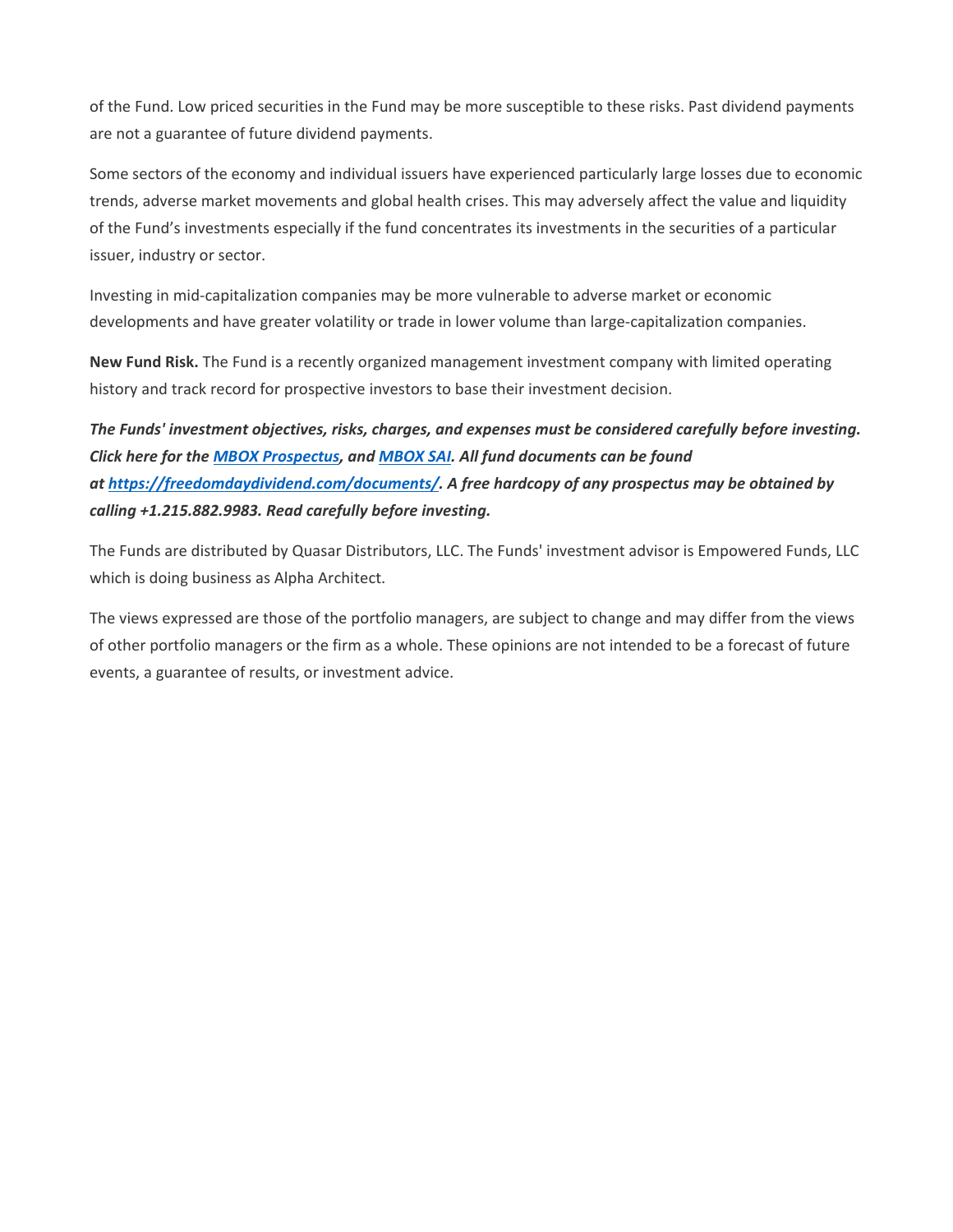of the Fund. Low priced securities in the Fund may be more susceptible to these risks. Past dividend payments are not a guarantee of future dividend payments.

Some sectors of the economy and individual issuers have experienced particularly large losses due to economic trends, adverse market movements and global health crises. This may adversely affect the value and liquidity of the Fund's investments especially if the fund concentrates its investments in the securities of a particular issuer, industry or sector.

Investing in mid-capitalization companies may be more vulnerable to adverse market or economic developments and have greater volatility or trade in lower volume than large-capitalization companies.

**New Fund Risk.** The Fund is a recently organized management investment company with limited operating history and track record for prospective investors to base their investment decision.

***The Funds' investment objectives, risks, charges, and expenses must be considered carefully before investing. Click here for the MBOX Prospectus, and MBOX SAI. All fund documents can be found at https://freedomdaydividend.com/documents/. A free hardcopy of any prospectus may be obtained by calling +1.215.882.9983. Read carefully before investing.***

The Funds are distributed by Quasar Distributors, LLC. The Funds' investment advisor is Empowered Funds, LLC which is doing business as Alpha Architect.

The views expressed are those of the portfolio managers, are subject to change and may differ from the views of other portfolio managers or the firm as a whole. These opinions are not intended to be a forecast of future events, a guarantee of results, or investment advice.